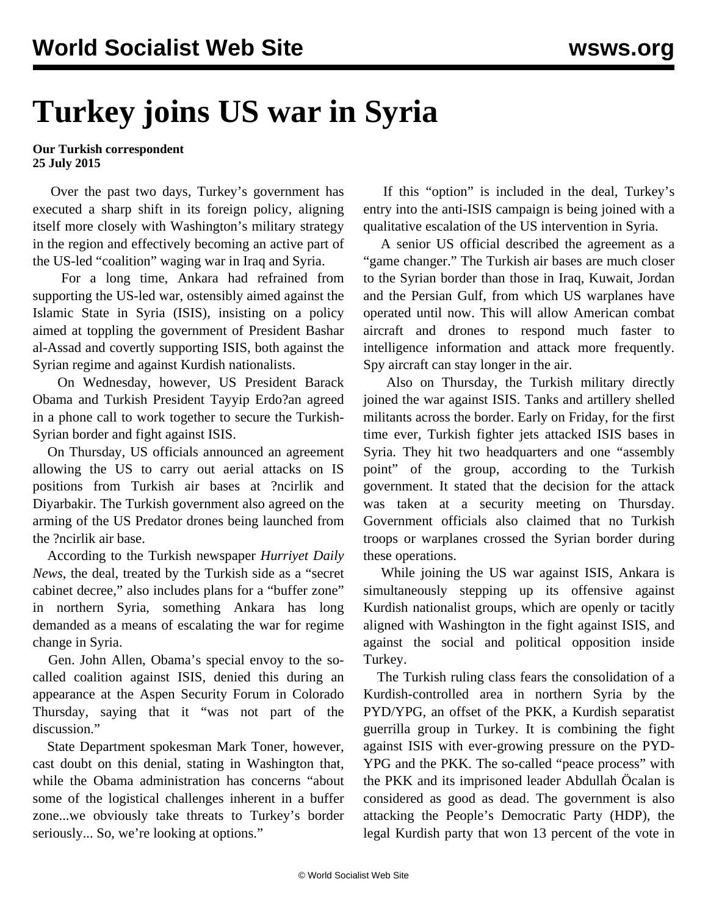# Turkey joins US war in Syria

**Our Turkish correspondent**
**25 July 2015**

Over the past two days, Turkey's government has executed a sharp shift in its foreign policy, aligning itself more closely with Washington's military strategy in the region and effectively becoming an active part of the US-led "coalition" waging war in Iraq and Syria.

For a long time, Ankara had refrained from supporting the US-led war, ostensibly aimed against the Islamic State in Syria (ISIS), insisting on a policy aimed at toppling the government of President Bashar al-Assad and covertly supporting ISIS, both against the Syrian regime and against Kurdish nationalists.

On Wednesday, however, US President Barack Obama and Turkish President Tayyip Erdo?an agreed in a phone call to work together to secure the Turkish-Syrian border and fight against ISIS.

On Thursday, US officials announced an agreement allowing the US to carry out aerial attacks on IS positions from Turkish air bases at ?ncirlik and Diyarbakir. The Turkish government also agreed on the arming of the US Predator drones being launched from the ?ncirlik air base.

According to the Turkish newspaper *Hurriyet Daily News*, the deal, treated by the Turkish side as a "secret cabinet decree," also includes plans for a "buffer zone" in northern Syria, something Ankara has long demanded as a means of escalating the war for regime change in Syria.

Gen. John Allen, Obama's special envoy to the so-called coalition against ISIS, denied this during an appearance at the Aspen Security Forum in Colorado Thursday, saying that it "was not part of the discussion."

State Department spokesman Mark Toner, however, cast doubt on this denial, stating in Washington that, while the Obama administration has concerns "about some of the logistical challenges inherent in a buffer zone...we obviously take threats to Turkey's border seriously... So, we're looking at options."

If this "option" is included in the deal, Turkey's entry into the anti-ISIS campaign is being joined with a qualitative escalation of the US intervention in Syria.

A senior US official described the agreement as a "game changer." The Turkish air bases are much closer to the Syrian border than those in Iraq, Kuwait, Jordan and the Persian Gulf, from which US warplanes have operated until now. This will allow American combat aircraft and drones to respond much faster to intelligence information and attack more frequently. Spy aircraft can stay longer in the air.

Also on Thursday, the Turkish military directly joined the war against ISIS. Tanks and artillery shelled militants across the border. Early on Friday, for the first time ever, Turkish fighter jets attacked ISIS bases in Syria. They hit two headquarters and one "assembly point" of the group, according to the Turkish government. It stated that the decision for the attack was taken at a security meeting on Thursday. Government officials also claimed that no Turkish troops or warplanes crossed the Syrian border during these operations.

While joining the US war against ISIS, Ankara is simultaneously stepping up its offensive against Kurdish nationalist groups, which are openly or tacitly aligned with Washington in the fight against ISIS, and against the social and political opposition inside Turkey.

The Turkish ruling class fears the consolidation of a Kurdish-controlled area in northern Syria by the PYD/YPG, an offset of the PKK, a Kurdish separatist guerrilla group in Turkey. It is combining the fight against ISIS with ever-growing pressure on the PYD-YPG and the PKK. The so-called "peace process" with the PKK and its imprisoned leader Abdullah Öcalan is considered as good as dead. The government is also attacking the People's Democratic Party (HDP), the legal Kurdish party that won 13 percent of the vote in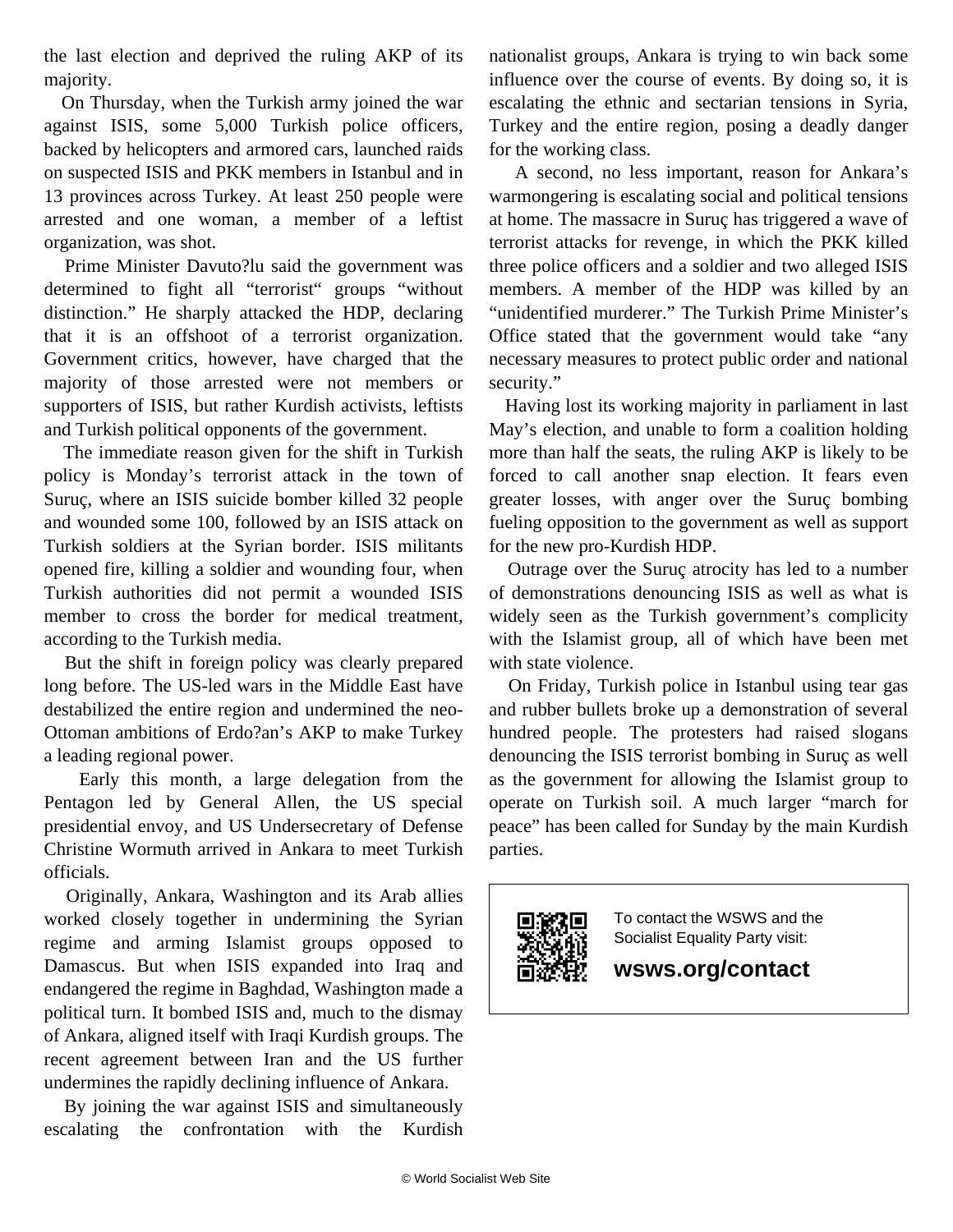the last election and deprived the ruling AKP of its majority.

On Thursday, when the Turkish army joined the war against ISIS, some 5,000 Turkish police officers, backed by helicopters and armored cars, launched raids on suspected ISIS and PKK members in Istanbul and in 13 provinces across Turkey. At least 250 people were arrested and one woman, a member of a leftist organization, was shot.

Prime Minister Davuto?lu said the government was determined to fight all "terrorist" groups "without distinction." He sharply attacked the HDP, declaring that it is an offshoot of a terrorist organization. Government critics, however, have charged that the majority of those arrested were not members or supporters of ISIS, but rather Kurdish activists, leftists and Turkish political opponents of the government.

The immediate reason given for the shift in Turkish policy is Monday's terrorist attack in the town of Suruç, where an ISIS suicide bomber killed 32 people and wounded some 100, followed by an ISIS attack on Turkish soldiers at the Syrian border. ISIS militants opened fire, killing a soldier and wounding four, when Turkish authorities did not permit a wounded ISIS member to cross the border for medical treatment, according to the Turkish media.

But the shift in foreign policy was clearly prepared long before. The US-led wars in the Middle East have destabilized the entire region and undermined the neo-Ottoman ambitions of Erdo?an's AKP to make Turkey a leading regional power.

Early this month, a large delegation from the Pentagon led by General Allen, the US special presidential envoy, and US Undersecretary of Defense Christine Wormuth arrived in Ankara to meet Turkish officials.

Originally, Ankara, Washington and its Arab allies worked closely together in undermining the Syrian regime and arming Islamist groups opposed to Damascus. But when ISIS expanded into Iraq and endangered the regime in Baghdad, Washington made a political turn. It bombed ISIS and, much to the dismay of Ankara, aligned itself with Iraqi Kurdish groups. The recent agreement between Iran and the US further undermines the rapidly declining influence of Ankara.

By joining the war against ISIS and simultaneously escalating the confrontation with the Kurdish nationalist groups, Ankara is trying to win back some influence over the course of events. By doing so, it is escalating the ethnic and sectarian tensions in Syria, Turkey and the entire region, posing a deadly danger for the working class.

A second, no less important, reason for Ankara's warmongering is escalating social and political tensions at home. The massacre in Suruç has triggered a wave of terrorist attacks for revenge, in which the PKK killed three police officers and a soldier and two alleged ISIS members. A member of the HDP was killed by an "unidentified murderer." The Turkish Prime Minister's Office stated that the government would take "any necessary measures to protect public order and national security."

Having lost its working majority in parliament in last May's election, and unable to form a coalition holding more than half the seats, the ruling AKP is likely to be forced to call another snap election. It fears even greater losses, with anger over the Suruç bombing fueling opposition to the government as well as support for the new pro-Kurdish HDP.

Outrage over the Suruç atrocity has led to a number of demonstrations denouncing ISIS as well as what is widely seen as the Turkish government's complicity with the Islamist group, all of which have been met with state violence.

On Friday, Turkish police in Istanbul using tear gas and rubber bullets broke up a demonstration of several hundred people. The protesters had raised slogans denouncing the ISIS terrorist bombing in Suruç as well as the government for allowing the Islamist group to operate on Turkish soil. A much larger "march for peace" has been called for Sunday by the main Kurdish parties.

To contact the WSWS and the Socialist Equality Party visit:

**wsws.org/contact**